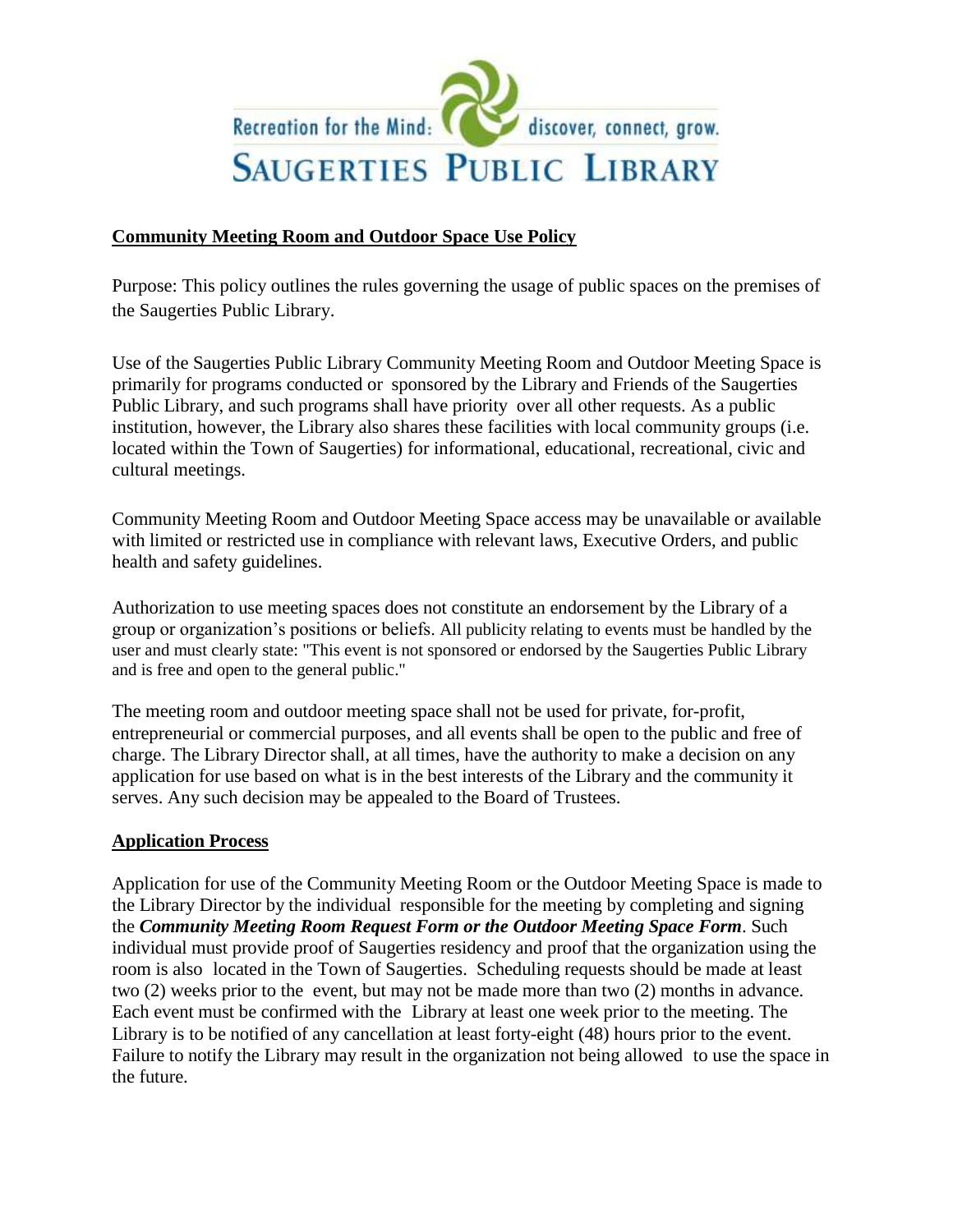Recreation for the Mind: discover, connect, grow.

SAUGERTIES PUBLIC LIBRARY

## Community Meeting Room and Outdoor Space Use Policy

Purpose: This policy outlines the rules governing the usage of public spaces on the premises of the Saugerties Public Library.

Use of the Saugerties Public Library Community Meeting Room and Outdoor Meeting Space is primarily for programs conducted or sponsored by the Library and Friends of the Saugerties Public Library, and such programs shall have priority over all other requests. As a public institution, however, the Library also shares these facilities with local community groups (i.e. located within the Town of Saugerties) for informational, educational, recreational, civic and cultural meetings.

Community Meeting Room and Outdoor Meeting Space access may be unavailable or available with limited or restricted use in compliance with relevant laws, Executive Orders, and public health and safety guidelines.

Authorization to use meeting spaces does not constitute an endorsement by the Library of a group or organization's positions or beliefs. All publicity relating to events must be handled by the user and must clearly state: "This event is not sponsored or endorsed by the Saugerties Public Library and is free and open to the general public."

The meeting room and outdoor meeting space shall not be used for private, for-profit, entrepreneurial or commercial purposes, and all events shall be open to the public and free of charge. The Library Director shall, at all times, have the authority to make a decision on any application for use based on what is in the best interests of the Library and the community it serves. Any such decision may be appealed to the Board of Trustees.

## Application Process

Application for use of the Community Meeting Room or the Outdoor Meeting Space is made to the Library Director by the individual responsible for the meeting by completing and signing the ***Community Meeting Room Request Form or the Outdoor Meeting Space Form***. Such individual must provide proof of Saugerties residency and proof that the organization using the room is also located in the Town of Saugerties. Scheduling requests should be made at least two (2) weeks prior to the event, but may not be made more than two (2) months in advance. Each event must be confirmed with the Library at least one week prior to the meeting. The Library is to be notified of any cancellation at least forty-eight (48) hours prior to the event. Failure to notify the Library may result in the organization not being allowed to use the space in the future.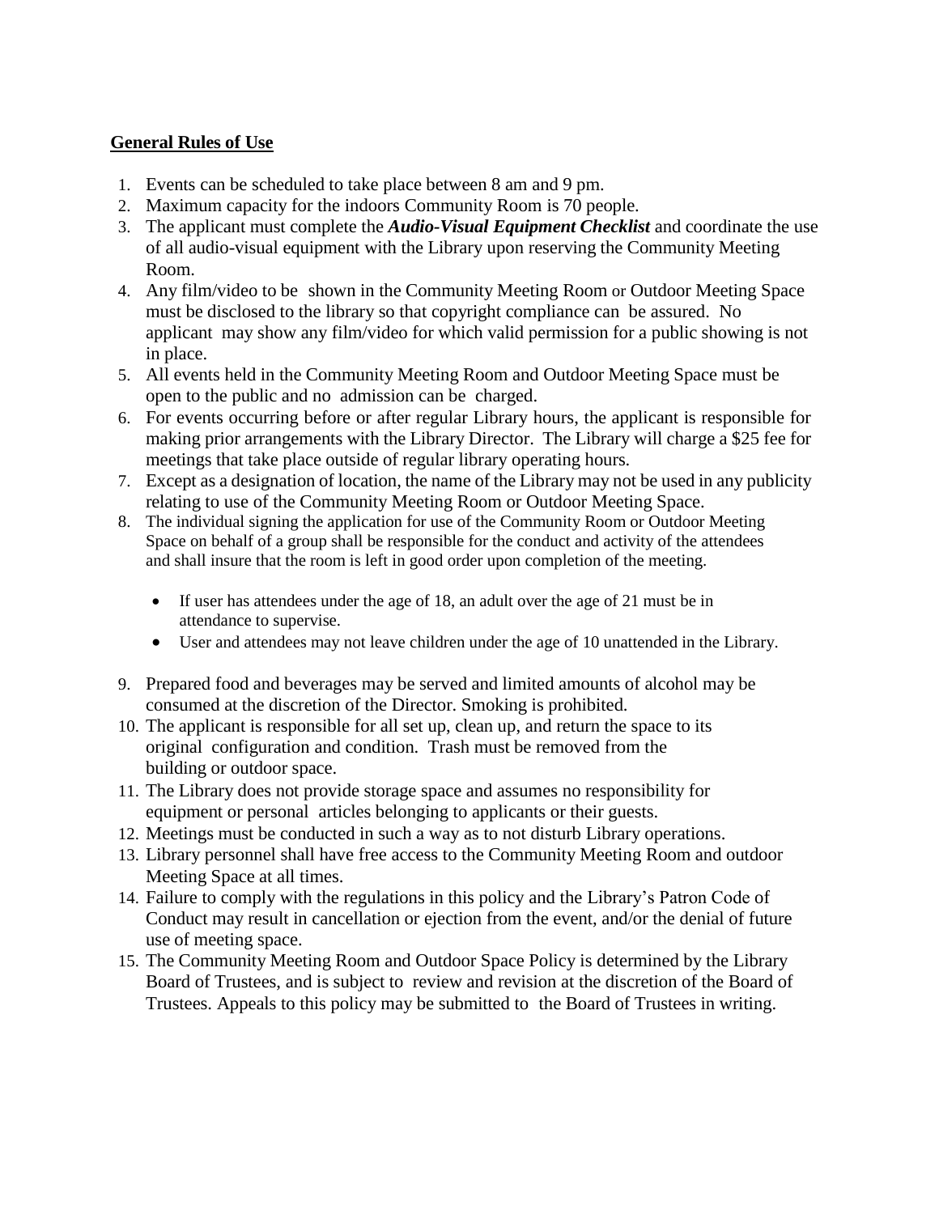## General Rules of Use

1. Events can be scheduled to take place between 8 am and 9 pm.
2. Maximum capacity for the indoors Community Room is 70 people.
3. The applicant must complete the ***Audio-Visual Equipment Checklist*** and coordinate the use of all audio-visual equipment with the Library upon reserving the Community Meeting Room.
4. Any film/video to be shown in the Community Meeting Room or Outdoor Meeting Space must be disclosed to the library so that copyright compliance can be assured. No applicant may show any film/video for which valid permission for a public showing is not in place.
5. All events held in the Community Meeting Room and Outdoor Meeting Space must be open to the public and no admission can be charged.
6. For events occurring before or after regular Library hours, the applicant is responsible for making prior arrangements with the Library Director. The Library will charge a $25 fee for meetings that take place outside of regular library operating hours.
7. Except as a designation of location, the name of the Library may not be used in any publicity relating to use of the Community Meeting Room or Outdoor Meeting Space.
8. The individual signing the application for use of the Community Room or Outdoor Meeting Space on behalf of a group shall be responsible for the conduct and activity of the attendees and shall insure that the room is left in good order upon completion of the meeting.
    - If user has attendees under the age of 18, an adult over the age of 21 must be in attendance to supervise.
    - User and attendees may not leave children under the age of 10 unattended in the Library.
9. Prepared food and beverages may be served and limited amounts of alcohol may be consumed at the discretion of the Director. Smoking is prohibited.
10. The applicant is responsible for all set up, clean up, and return the space to its original configuration and condition. Trash must be removed from the building or outdoor space.
11. The Library does not provide storage space and assumes no responsibility for equipment or personal articles belonging to applicants or their guests.
12. Meetings must be conducted in such a way as to not disturb Library operations.
13. Library personnel shall have free access to the Community Meeting Room and outdoor Meeting Space at all times.
14. Failure to comply with the regulations in this policy and the Library's Patron Code of Conduct may result in cancellation or ejection from the event, and/or the denial of future use of meeting space.
15. The Community Meeting Room and Outdoor Space Policy is determined by the Library Board of Trustees, and is subject to review and revision at the discretion of the Board of Trustees. Appeals to this policy may be submitted to the Board of Trustees in writing.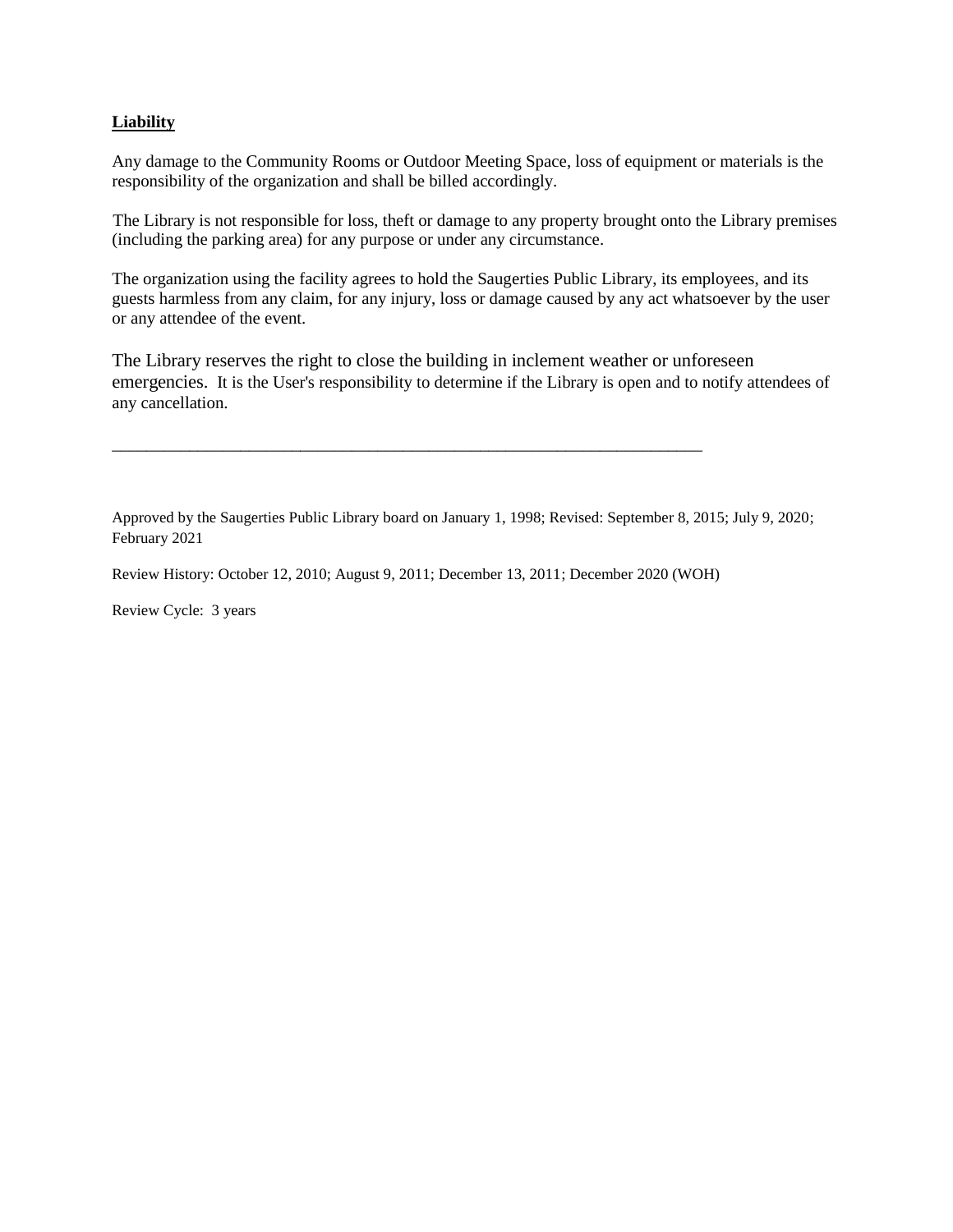**Liability**

Any damage to the Community Rooms or Outdoor Meeting Space, loss of equipment or materials is the responsibility of the organization and shall be billed accordingly.

The Library is not responsible for loss, theft or damage to any property brought onto the Library premises (including the parking area) for any purpose or under any circumstance.

The organization using the facility agrees to hold the Saugerties Public Library, its employees, and its guests harmless from any claim, for any injury, loss or damage caused by any act whatsoever by the user or any attendee of the event.

The Library reserves the right to close the building in inclement weather or unforeseen emergencies. It is the User's responsibility to determine if the Library is open and to notify attendees of any cancellation.

---

Approved by the Saugerties Public Library board on January 1, 1998; Revised: September 8, 2015; July 9, 2020; February 2021

Review History: October 12, 2010; August 9, 2011; December 13, 2011; December 2020 (WOH)

Review Cycle: 3 years